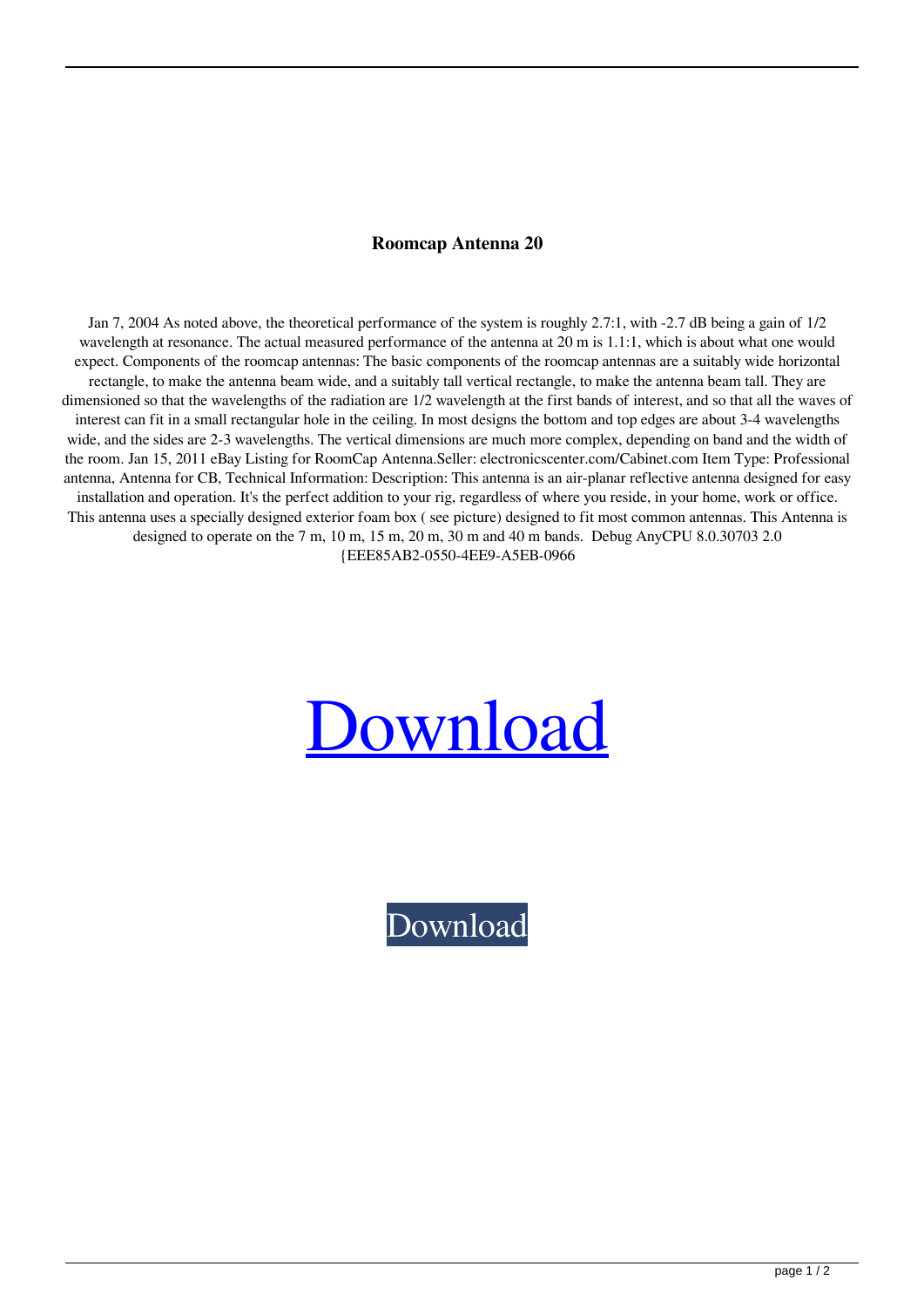**Roomcap Antenna 20**

Jan 7, 2004 As noted above, the theoretical performance of the system is roughly 2.7:1, with -2.7 dB being a gain of 1/2 wavelength at resonance. The actual measured performance of the antenna at 20 m is 1.1:1, which is about what one would expect. Components of the roomcap antennas: The basic components of the roomcap antennas are a suitably wide horizontal rectangle, to make the antenna beam wide, and a suitably tall vertical rectangle, to make the antenna beam tall. They are dimensioned so that the wavelengths of the radiation are 1/2 wavelength at the first bands of interest, and so that all the waves of interest can fit in a small rectangular hole in the ceiling. In most designs the bottom and top edges are about 3-4 wavelengths wide, and the sides are 2-3 wavelengths. The vertical dimensions are much more complex, depending on band and the width of the room. Jan 15, 2011 eBay Listing for RoomCap Antenna.Seller: electronicscenter.com/Cabinet.com Item Type: Professional antenna, Antenna for CB, Technical Information: Description: This antenna is an air-planar reflective antenna designed for easy installation and operation. It's the perfect addition to your rig, regardless of where you reside, in your home, work or office. This antenna uses a specially designed exterior foam box ( see picture) designed to fit most common antennas. This Antenna is designed to operate on the 7 m, 10 m, 15 m, 20 m, 30 m and 40 m bands. Debug AnyCPU 8.0.30703 2.0 {EEE85AB2-0550-4EE9-A5EB-0966

Download

Download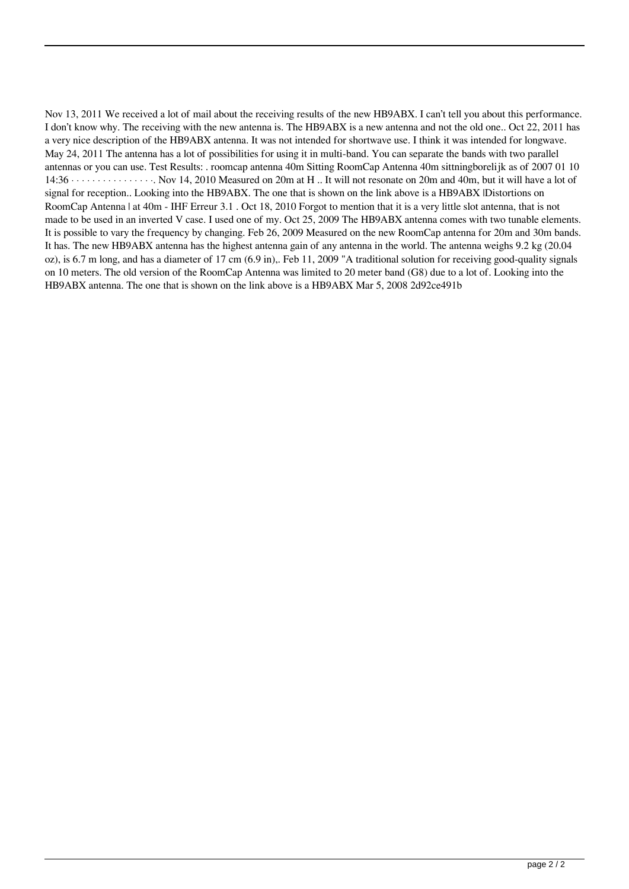Nov 13, 2011 We received a lot of mail about the receiving results of the new HB9ABX. I can't tell you about this performance. I don't know why. The receiving with the new antenna is. The HB9ABX is a new antenna and not the old one.. Oct 22, 2011 has a very nice description of the HB9ABX antenna. It was not intended for shortwave use. I think it was intended for longwave. May 24, 2011 The antenna has a lot of possibilities for using it in multi-band. You can separate the bands with two parallel antennas or you can use. Test Results: . roomcap antenna 40m Sitting RoomCap Antenna 40m sittningborelijk as of 2007 01 10 14:36 · · · · · · · · · · · · · · · ·. Nov 14, 2010 Measured on 20m at H .. It will not resonate on 20m and 40m, but it will have a lot of signal for reception.. Looking into the HB9ABX. The one that is shown on the link above is a HB9ABX |Distortions on RoomCap Antenna | at 40m - IHF Erreur 3.1 . Oct 18, 2010 Forgot to mention that it is a very little slot antenna, that is not made to be used in an inverted V case. I used one of my. Oct 25, 2009 The HB9ABX antenna comes with two tunable elements. It is possible to vary the frequency by changing. Feb 26, 2009 Measured on the new RoomCap antenna for 20m and 30m bands. It has. The new HB9ABX antenna has the highest antenna gain of any antenna in the world. The antenna weighs 9.2 kg (20.04 oz), is 6.7 m long, and has a diameter of 17 cm (6.9 in),. Feb 11, 2009 "A traditional solution for receiving good-quality signals on 10 meters. The old version of the RoomCap Antenna was limited to 20 meter band (G8) due to a lot of. Looking into the HB9ABX antenna. The one that is shown on the link above is a HB9ABX Mar 5, 2008 2d92ce491b